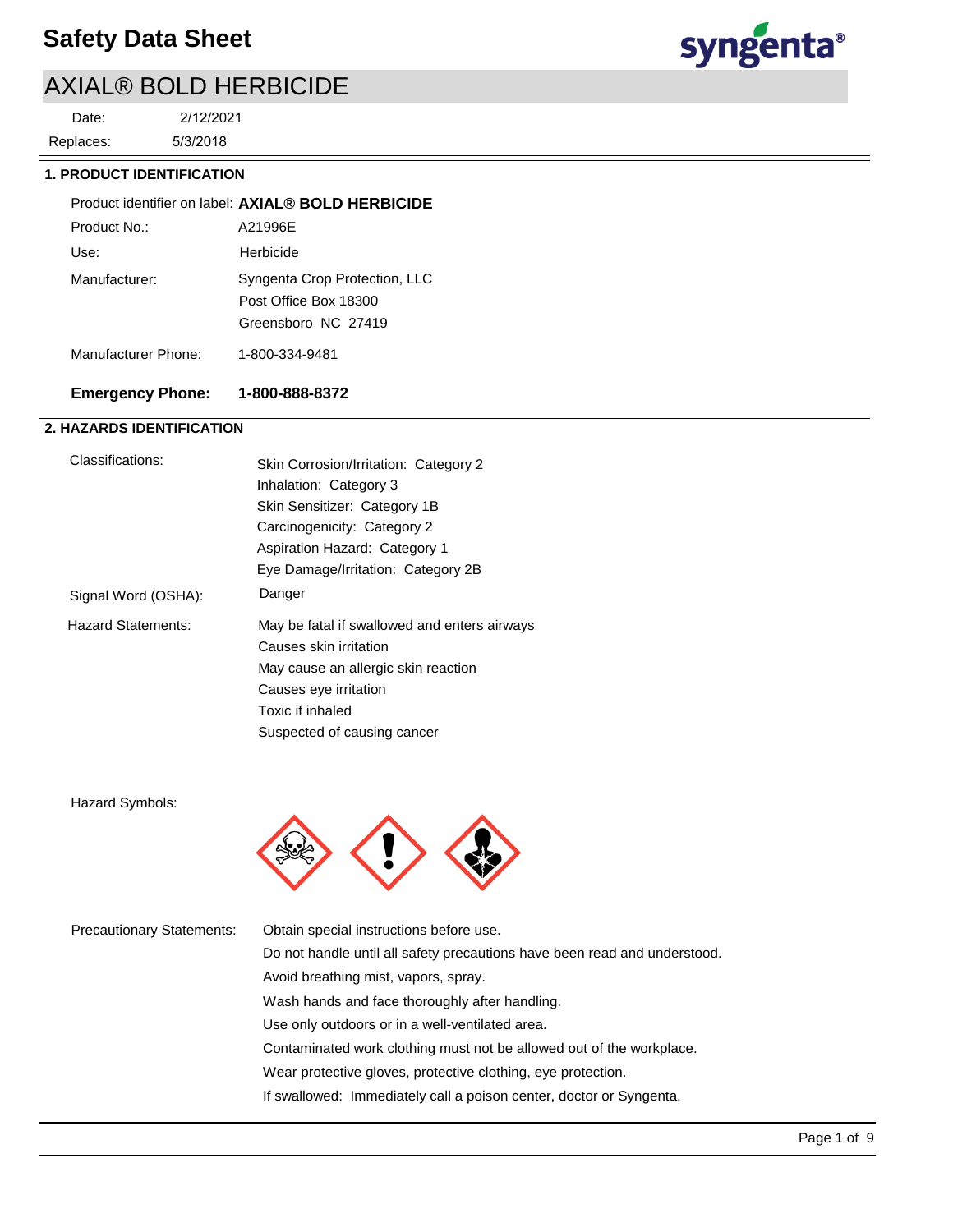# Safety Data Sheet

## AXIAL® BOLD HERBICIDE

Date: 2/12/2021

Replaces: 5/3/2018

### 1. PRODUCT IDENTIFICATION

| | |
|---|---|
| Product identifier on label: | **AXIAL® BOLD HERBICIDE** |
| Product No.: | A21996E |
| Use: | Herbicide |
| Manufacturer: | Syngenta Crop Protection, LLC<br>Post Office Box 18300<br>Greensboro NC 27419 |
| Manufacturer Phone: | 1-800-334-9481 |
| **Emergency Phone:** | **1-800-888-8372** |

### 2. HAZARDS IDENTIFICATION

**Classifications:**
- Skin Corrosion/Irritation: Category 2
- Inhalation: Category 3
- Skin Sensitizer: Category 1B
- Carcinogenicity: Category 2
- Aspiration Hazard: Category 1
- Eye Damage/Irritation: Category 2B

**Signal Word (OSHA):** Danger

**Hazard Statements:**
- May be fatal if swallowed and enters airways
- Causes skin irritation
- May cause an allergic skin reaction
- Causes eye irritation
- Toxic if inhaled
- Suspected of causing cancer

**Hazard Symbols:**

**Precautionary Statements:**
- Obtain special instructions before use.
- Do not handle until all safety precautions have been read and understood.
- Avoid breathing mist, vapors, spray.
- Wash hands and face thoroughly after handling.
- Use only outdoors or in a well-ventilated area.
- Contaminated work clothing must not be allowed out of the workplace.
- Wear protective gloves, protective clothing, eye protection.
- If swallowed: Immediately call a poison center, doctor or Syngenta.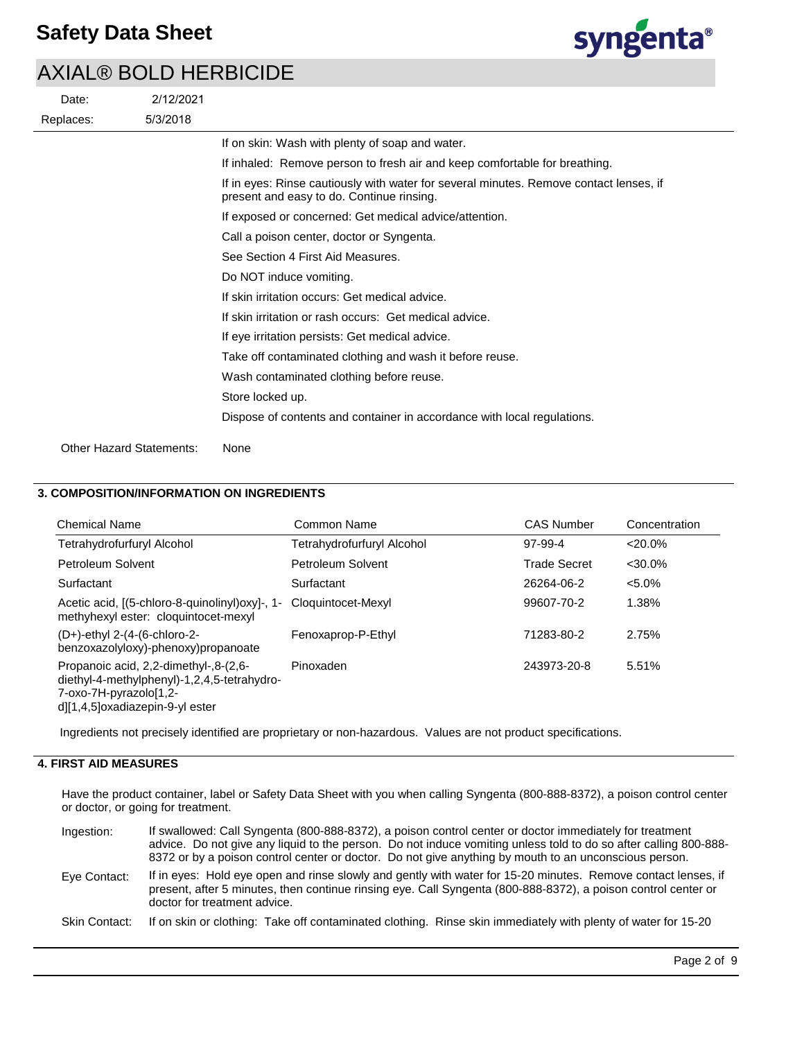If on skin: Wash with plenty of soap and water.

If inhaled: Remove person to fresh air and keep comfortable for breathing.

If in eyes: Rinse cautiously with water for several minutes. Remove contact lenses, if present and easy to do. Continue rinsing.

If exposed or concerned: Get medical advice/attention.

Call a poison center, doctor or Syngenta.

See Section 4 First Aid Measures.

Do NOT induce vomiting.

If skin irritation occurs: Get medical advice.

If skin irritation or rash occurs: Get medical advice.

If eye irritation persists: Get medical advice.

Take off contaminated clothing and wash it before reuse.

Wash contaminated clothing before reuse.

Store locked up.

Dispose of contents and container in accordance with local regulations.

Other Hazard Statements: None

## 3. COMPOSITION/INFORMATION ON INGREDIENTS

| Chemical Name | Common Name | CAS Number | Concentration |
|---|---|---|---|
| Tetrahydrofurfuryl Alcohol | Tetrahydrofurfuryl Alcohol | 97-99-4 | <20.0% |
| Petroleum Solvent | Petroleum Solvent | Trade Secret | <30.0% |
| Surfactant | Surfactant | 26264-06-2 | <5.0% |
| Acetic acid, [(5-chloro-8-quinolinyl)oxy]-, 1-methyhexyl ester: cloquintocet-mexyl | Cloquintocet-Mexyl | 99607-70-2 | 1.38% |
| (D+)-ethyl 2-(4-(6-chloro-2-benzoxazolyloxy)-phenoxy)propanoate | Fenoxaprop-P-Ethyl | 71283-80-2 | 2.75% |
| Propanoic acid, 2,2-dimethyl-,8-(2,6-diethyl-4-methylphenyl)-1,2,4,5-tetrahydro-7-oxo-7H-pyrazolo[1,2-d][1,4,5]oxadiazepin-9-yl ester | Pinoxaden | 243973-20-8 | 5.51% |

Ingredients not precisely identified are proprietary or non-hazardous. Values are not product specifications.

## 4. FIRST AID MEASURES

Have the product container, label or Safety Data Sheet with you when calling Syngenta (800-888-8372), a poison control center or doctor, or going for treatment.

Ingestion: If swallowed: Call Syngenta (800-888-8372), a poison control center or doctor immediately for treatment advice. Do not give any liquid to the person. Do not induce vomiting unless told to do so after calling 800-888-8372 or by a poison control center or doctor. Do not give anything by mouth to an unconscious person.

Eye Contact: If in eyes: Hold eye open and rinse slowly and gently with water for 15-20 minutes. Remove contact lenses, if present, after 5 minutes, then continue rinsing eye. Call Syngenta (800-888-8372), a poison control center or doctor for treatment advice.

Skin Contact: If on skin or clothing: Take off contaminated clothing. Rinse skin immediately with plenty of water for 15-20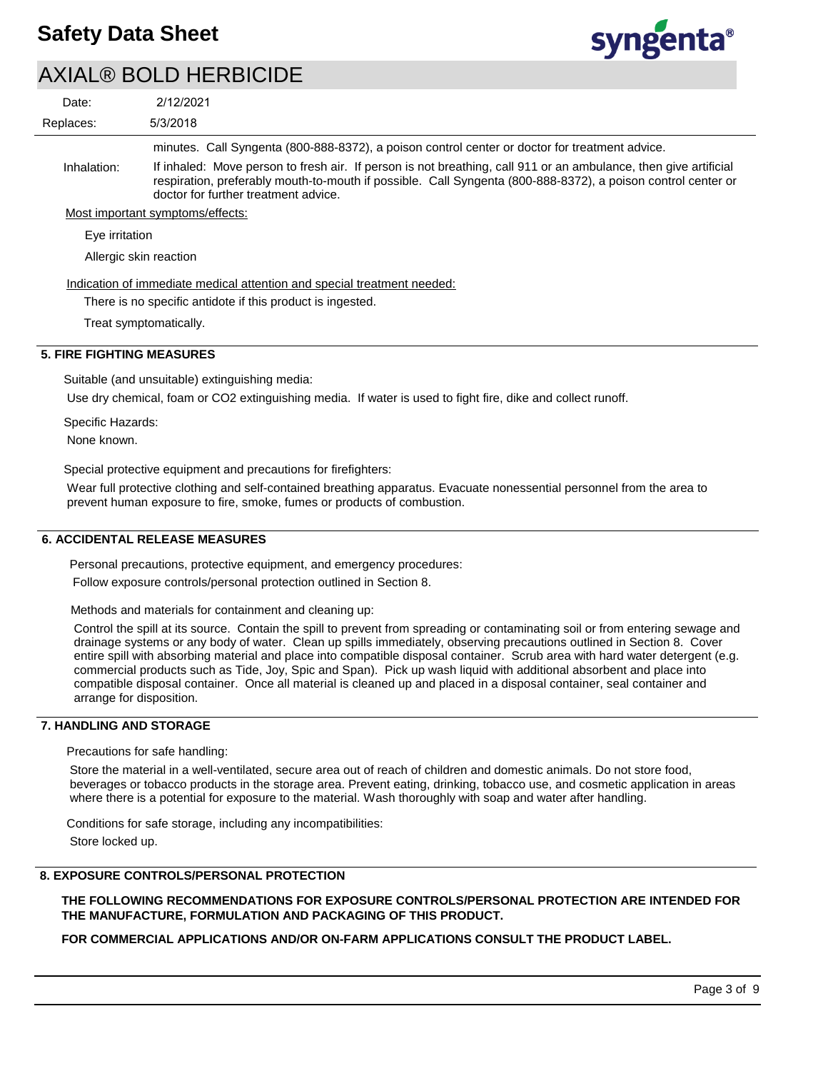minutes. Call Syngenta (800-888-8372), a poison control center or doctor for treatment advice.

Inhalation: If inhaled: Move person to fresh air. If person is not breathing, call 911 or an ambulance, then give artificial respiration, preferably mouth-to-mouth if possible. Call Syngenta (800-888-8372), a poison control center or doctor for further treatment advice.

Most important symptoms/effects:

Eye irritation

Allergic skin reaction

Indication of immediate medical attention and special treatment needed:

There is no specific antidote if this product is ingested.

Treat symptomatically.

## 5. FIRE FIGHTING MEASURES

Suitable (and unsuitable) extinguishing media:

Use dry chemical, foam or CO2 extinguishing media. If water is used to fight fire, dike and collect runoff.

Specific Hazards:

None known.

Special protective equipment and precautions for firefighters:

Wear full protective clothing and self-contained breathing apparatus. Evacuate nonessential personnel from the area to prevent human exposure to fire, smoke, fumes or products of combustion.

## 6. ACCIDENTAL RELEASE MEASURES

Personal precautions, protective equipment, and emergency procedures:

Follow exposure controls/personal protection outlined in Section 8.

Methods and materials for containment and cleaning up:

Control the spill at its source. Contain the spill to prevent from spreading or contaminating soil or from entering sewage and drainage systems or any body of water. Clean up spills immediately, observing precautions outlined in Section 8. Cover entire spill with absorbing material and place into compatible disposal container. Scrub area with hard water detergent (e.g. commercial products such as Tide, Joy, Spic and Span). Pick up wash liquid with additional absorbent and place into compatible disposal container. Once all material is cleaned up and placed in a disposal container, seal container and arrange for disposition.

## 7. HANDLING AND STORAGE

Precautions for safe handling:

Store the material in a well-ventilated, secure area out of reach of children and domestic animals. Do not store food, beverages or tobacco products in the storage area. Prevent eating, drinking, tobacco use, and cosmetic application in areas where there is a potential for exposure to the material. Wash thoroughly with soap and water after handling.

Conditions for safe storage, including any incompatibilities:

Store locked up.

## 8. EXPOSURE CONTROLS/PERSONAL PROTECTION

**THE FOLLOWING RECOMMENDATIONS FOR EXPOSURE CONTROLS/PERSONAL PROTECTION ARE INTENDED FOR THE MANUFACTURE, FORMULATION AND PACKAGING OF THIS PRODUCT.**

**FOR COMMERCIAL APPLICATIONS AND/OR ON-FARM APPLICATIONS CONSULT THE PRODUCT LABEL.**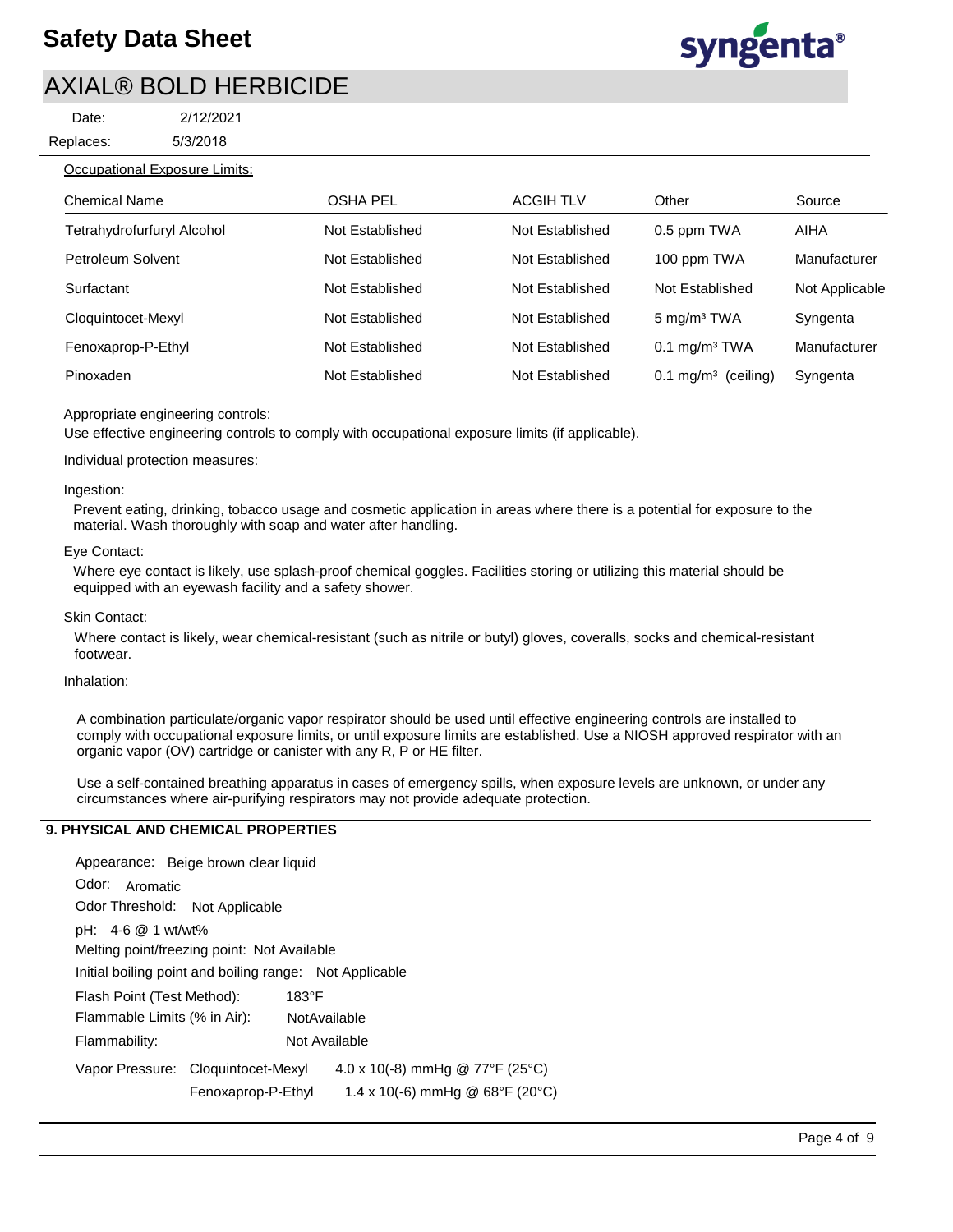Occupational Exposure Limits:

| Chemical Name | OSHA PEL | ACGIH TLV | Other | Source |
|---|---|---|---|---|
| Tetrahydrofurfuryl Alcohol | Not Established | Not Established | 0.5 ppm TWA | AIHA |
| Petroleum Solvent | Not Established | Not Established | 100 ppm TWA | Manufacturer |
| Surfactant | Not Established | Not Established | Not Established | Not Applicable |
| Cloquintocet-Mexyl | Not Established | Not Established | 5 mg/m³ TWA | Syngenta |
| Fenoxaprop-P-Ethyl | Not Established | Not Established | 0.1 mg/m³ TWA | Manufacturer |
| Pinoxaden | Not Established | Not Established | 0.1 mg/m³ (ceiling) | Syngenta |

Appropriate engineering controls:

Use effective engineering controls to comply with occupational exposure limits (if applicable).

Individual protection measures:

Ingestion:

Prevent eating, drinking, tobacco usage and cosmetic application in areas where there is a potential for exposure to the material. Wash thoroughly with soap and water after handling.

Eye Contact:

Where eye contact is likely, use splash-proof chemical goggles. Facilities storing or utilizing this material should be equipped with an eyewash facility and a safety shower.

Skin Contact:

Where contact is likely, wear chemical-resistant (such as nitrile or butyl) gloves, coveralls, socks and chemical-resistant footwear.

Inhalation:

A combination particulate/organic vapor respirator should be used until effective engineering controls are installed to comply with occupational exposure limits, or until exposure limits are established. Use a NIOSH approved respirator with an organic vapor (OV) cartridge or canister with any R, P or HE filter.

Use a self-contained breathing apparatus in cases of emergency spills, when exposure levels are unknown, or under any circumstances where air-purifying respirators may not provide adequate protection.

## 9. PHYSICAL AND CHEMICAL PROPERTIES

Appearance: Beige brown clear liquid

Odor: Aromatic

Odor Threshold: Not Applicable

pH: 4-6 @ 1 wt/wt%

Melting point/freezing point: Not Available

Initial boiling point and boiling range: Not Applicable

Flash Point (Test Method): 183°F

Flammable Limits (% in Air): NotAvailable

Flammability: Not Available

Vapor Pressure: Cloquintocet-Mexyl $4.0 \times 10^{-8}$ mmHg @ 77°F (25°C)

Fenoxaprop-P-Ethyl $1.4 \times 10^{-6}$ mmHg @ 68°F (20°C)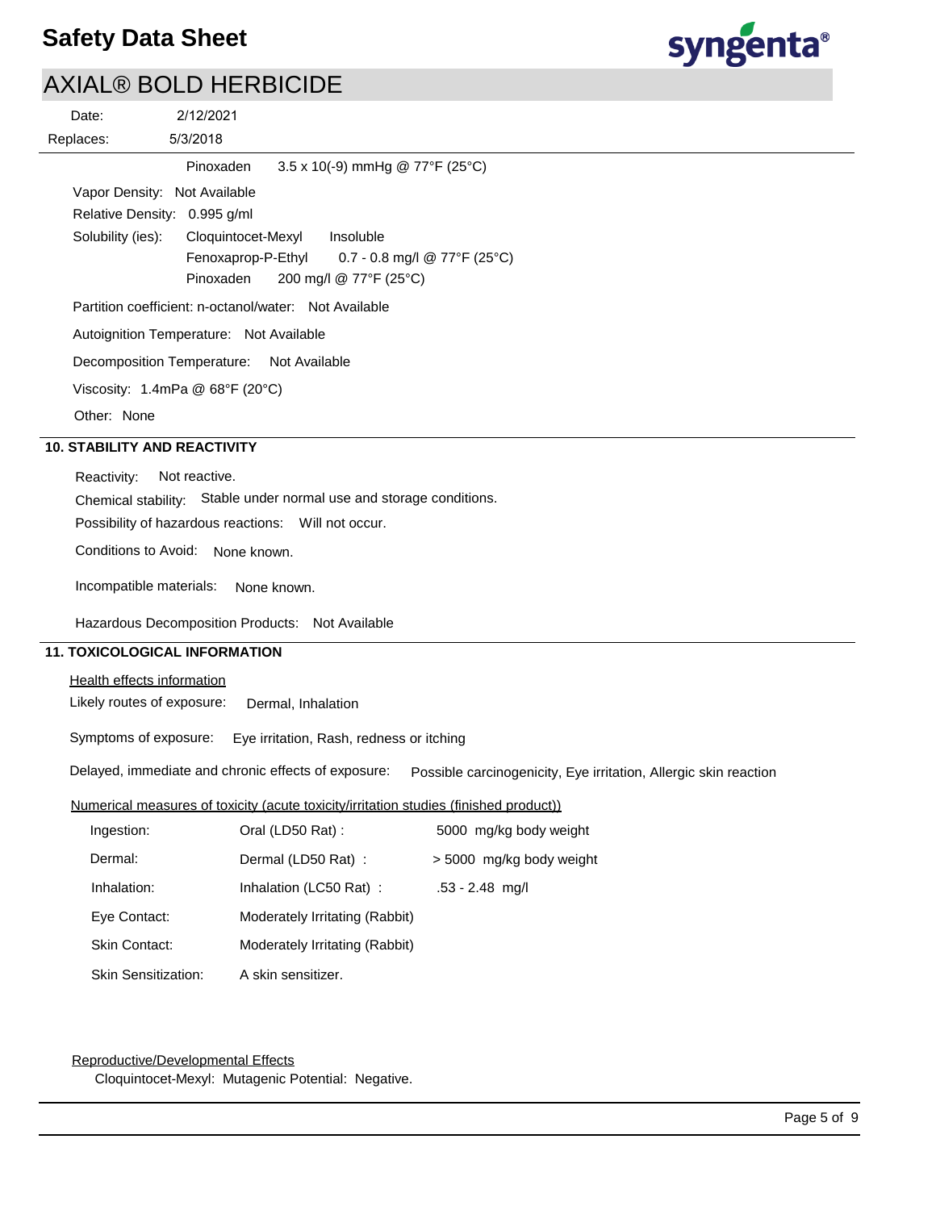Pinoxaden 3.5 x 10(-9) mmHg @ 77°F (25°C)

Vapor Density: Not Available

Relative Density: 0.995 g/ml

Solubility (ies):

| | |
|---|---|
| Cloquintocet-Mexyl | Insoluble |
| Fenoxaprop-P-Ethyl | 0.7 - 0.8 mg/l @ 77°F (25°C) |
| Pinoxaden | 200 mg/l @ 77°F (25°C) |

Partition coefficient: n-octanol/water: Not Available

Autoignition Temperature: Not Available

Decomposition Temperature: Not Available

Viscosity: 1.4mPa @ 68°F (20°C)

Other: None

## 10. STABILITY AND REACTIVITY

Reactivity: Not reactive.

Chemical stability: Stable under normal use and storage conditions.

Possibility of hazardous reactions: Will not occur.

Conditions to Avoid: None known.

Incompatible materials: None known.

Hazardous Decomposition Products: Not Available

## 11. TOXICOLOGICAL INFORMATION

Health effects information

Likely routes of exposure: Dermal, Inhalation

Symptoms of exposure: Eye irritation, Rash, redness or itching

Delayed, immediate and chronic effects of exposure: Possible carcinogenicity, Eye irritation, Allergic skin reaction

Numerical measures of toxicity (acute toxicity/irritation studies (finished product))

| | | |
|---|---|---|
| Ingestion: | Oral (LD50 Rat) : | 5000 mg/kg body weight |
| Dermal: | Dermal (LD50 Rat) : | > 5000 mg/kg body weight |
| Inhalation: | Inhalation (LC50 Rat) : | .53 - 2.48 mg/l |
| Eye Contact: | Moderately Irritating (Rabbit) | |
| Skin Contact: | Moderately Irritating (Rabbit) | |
| Skin Sensitization: | A skin sensitizer. | |

Reproductive/Developmental Effects

Cloquintocet-Mexyl: Mutagenic Potential: Negative.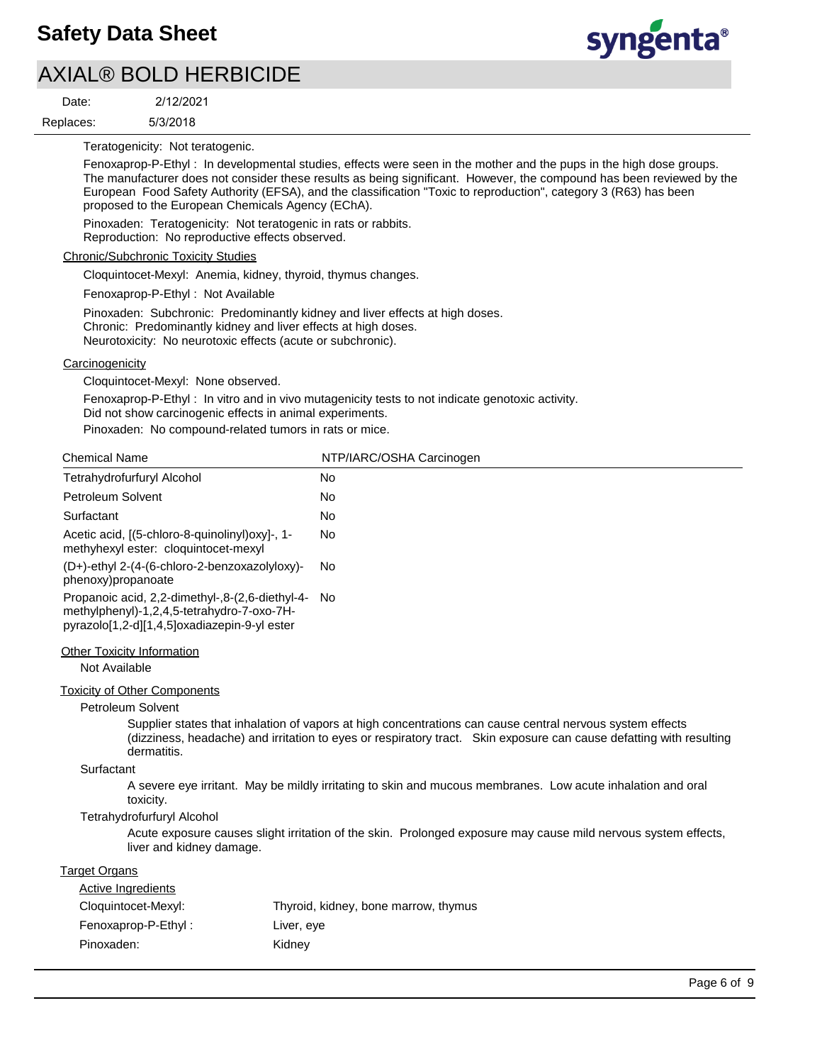Teratogenicity: Not teratogenic.

Fenoxaprop-P-Ethyl : In developmental studies, effects were seen in the mother and the pups in the high dose groups. The manufacturer does not consider these results as being significant. However, the compound has been reviewed by the European Food Safety Authority (EFSA), and the classification "Toxic to reproduction", category 3 (R63) has been proposed to the European Chemicals Agency (EChA).

Pinoxaden: Teratogenicity: Not teratogenic in rats or rabbits.
Reproduction: No reproductive effects observed.

Chronic/Subchronic Toxicity Studies

Cloquintocet-Mexyl: Anemia, kidney, thyroid, thymus changes.

Fenoxaprop-P-Ethyl : Not Available

Pinoxaden: Subchronic: Predominantly kidney and liver effects at high doses.
Chronic: Predominantly kidney and liver effects at high doses.
Neurotoxicity: No neurotoxic effects (acute or subchronic).

Carcinogenicity

Cloquintocet-Mexyl: None observed.

Fenoxaprop-P-Ethyl : In vitro and in vivo mutagenicity tests to not indicate genotoxic activity.
Did not show carcinogenic effects in animal experiments.

Pinoxaden: No compound-related tumors in rats or mice.

| Chemical Name | NTP/IARC/OSHA Carcinogen |
|---|---|
| Tetrahydrofurfuryl Alcohol | No |
| Petroleum Solvent | No |
| Surfactant | No |
| Acetic acid, [(5-chloro-8-quinolinyl)oxy]-, 1-methyhexyl ester: cloquintocet-mexyl | No |
| (D+)-ethyl 2-(4-(6-chloro-2-benzoxazolyloxy)-phenoxy)propanoate | No |
| Propanoic acid, 2,2-dimethyl-,8-(2,6-diethyl-4-methylphenyl)-1,2,4,5-tetrahydro-7-oxo-7H-pyrazolo[1,2-d][1,4,5]oxadiazepin-9-yl ester | No |

Other Toxicity Information

Not Available

Toxicity of Other Components

Petroleum Solvent

Supplier states that inhalation of vapors at high concentrations can cause central nervous system effects (dizziness, headache) and irritation to eyes or respiratory tract. Skin exposure can cause defatting with resulting dermatitis.

Surfactant

A severe eye irritant. May be mildly irritating to skin and mucous membranes. Low acute inhalation and oral toxicity.

Tetrahydrofurfuryl Alcohol

Acute exposure causes slight irritation of the skin. Prolonged exposure may cause mild nervous system effects, liver and kidney damage.

Target Organs

Active Ingredients

Cloquintocet-Mexyl: Thyroid, kidney, bone marrow, thymus

Fenoxaprop-P-Ethyl : Liver, eye

Pinoxaden: Kidney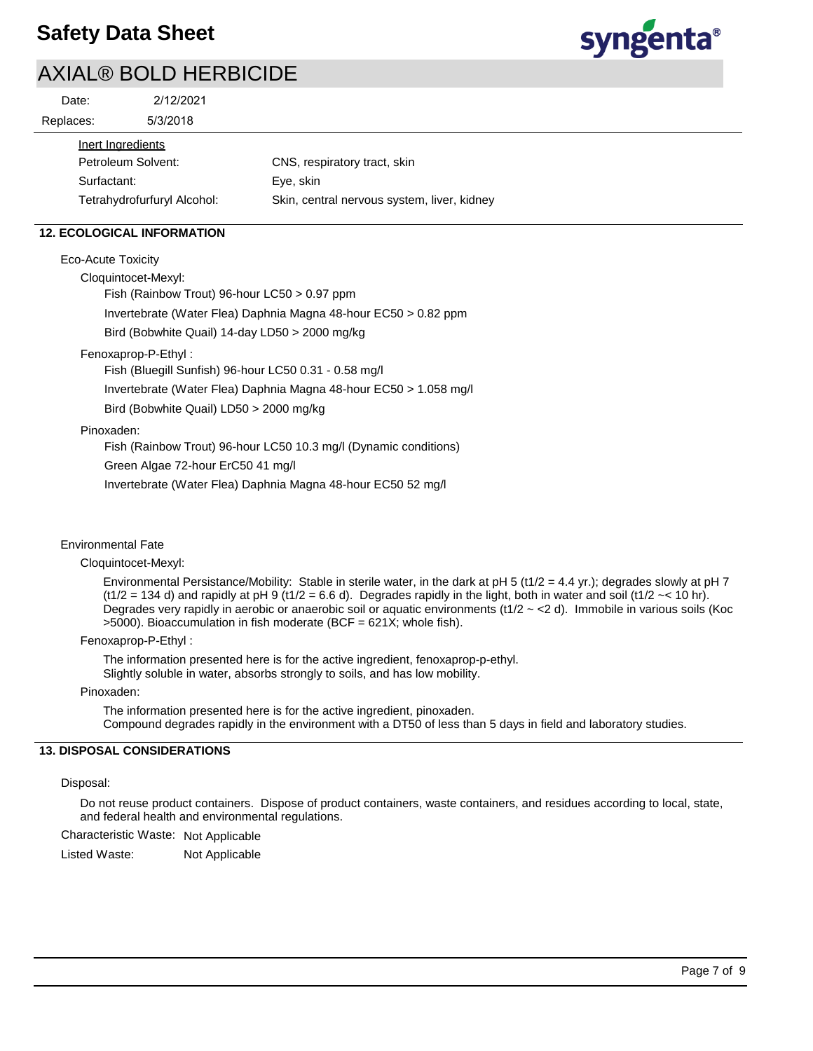Inert Ingredients

| | |
|---|---|
| Petroleum Solvent: | CNS, respiratory tract, skin |
| Surfactant: | Eye, skin |
| Tetrahydrofurfuryl Alcohol: | Skin, central nervous system, liver, kidney |

## 12. ECOLOGICAL INFORMATION

Eco-Acute Toxicity

Cloquintocet-Mexyl:

- Fish (Rainbow Trout) 96-hour LC50 > 0.97 ppm
- Invertebrate (Water Flea) Daphnia Magna 48-hour EC50 > 0.82 ppm
- Bird (Bobwhite Quail) 14-day LD50 > 2000 mg/kg

Fenoxaprop-P-Ethyl :

- Fish (Bluegill Sunfish) 96-hour LC50 0.31 - 0.58 mg/l
- Invertebrate (Water Flea) Daphnia Magna 48-hour EC50 > 1.058 mg/l
- Bird (Bobwhite Quail) LD50 > 2000 mg/kg

Pinoxaden:

- Fish (Rainbow Trout) 96-hour LC50 10.3 mg/l (Dynamic conditions)
- Green Algae 72-hour ErC50 41 mg/l
- Invertebrate (Water Flea) Daphnia Magna 48-hour EC50 52 mg/l

Environmental Fate

Cloquintocet-Mexyl:

Environmental Persistance/Mobility: Stable in sterile water, in the dark at pH 5 ($t_{1/2}$ = 4.4 yr.); degrades slowly at pH 7 ($t_{1/2}$ = 134 d) and rapidly at pH 9 ($t_{1/2}$ = 6.6 d). Degrades rapidly in the light, both in water and soil ($t_{1/2}$ ~< 10 hr). Degrades very rapidly in aerobic or anaerobic soil or aquatic environments ($t_{1/2}$ ~ <2 d). Immobile in various soils (Koc >5000). Bioaccumulation in fish moderate (BCF = 621X; whole fish).

Fenoxaprop-P-Ethyl :

The information presented here is for the active ingredient, fenoxaprop-p-ethyl.
Slightly soluble in water, absorbs strongly to soils, and has low mobility.

Pinoxaden:

The information presented here is for the active ingredient, pinoxaden.
Compound degrades rapidly in the environment with a DT50 of less than 5 days in field and laboratory studies.

## 13. DISPOSAL CONSIDERATIONS

Disposal:

Do not reuse product containers. Dispose of product containers, waste containers, and residues according to local, state, and federal health and environmental regulations.

Characteristic Waste: Not Applicable

Listed Waste: Not Applicable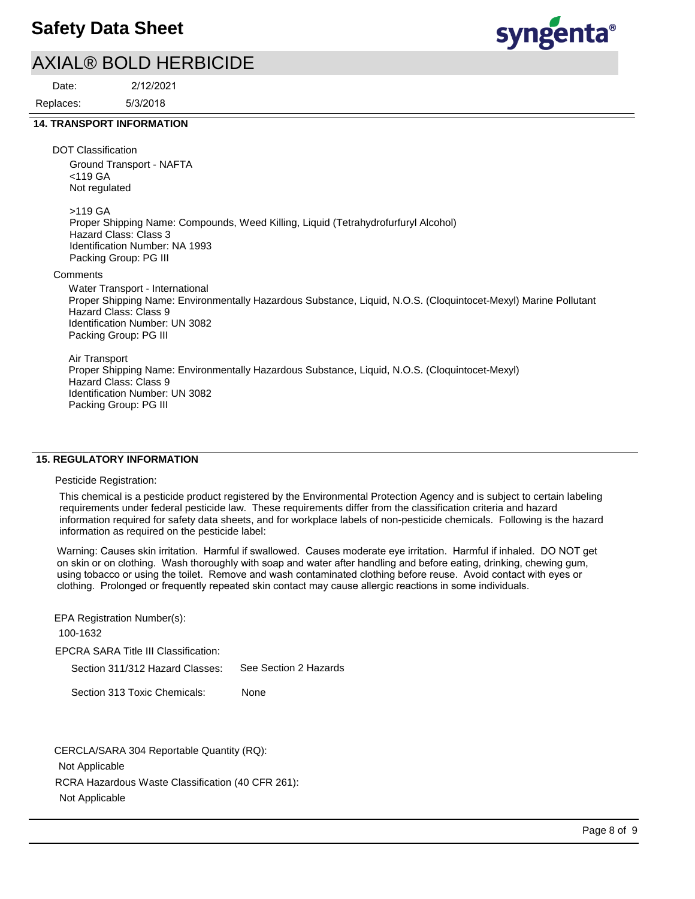## 14. TRANSPORT INFORMATION

DOT Classification

Ground Transport - NAFTA
<119 GA
Not regulated

>119 GA
Proper Shipping Name: Compounds, Weed Killing, Liquid (Tetrahydrofurfuryl Alcohol)
Hazard Class: Class 3
Identification Number: NA 1993
Packing Group: PG III

Comments

Water Transport - International
Proper Shipping Name: Environmentally Hazardous Substance, Liquid, N.O.S. (Cloquintocet-Mexyl) Marine Pollutant
Hazard Class: Class 9
Identification Number: UN 3082
Packing Group: PG III

Air Transport
Proper Shipping Name: Environmentally Hazardous Substance, Liquid, N.O.S. (Cloquintocet-Mexyl)
Hazard Class: Class 9
Identification Number: UN 3082
Packing Group: PG III

## 15. REGULATORY INFORMATION

Pesticide Registration:

This chemical is a pesticide product registered by the Environmental Protection Agency and is subject to certain labeling requirements under federal pesticide law. These requirements differ from the classification criteria and hazard information required for safety data sheets, and for workplace labels of non-pesticide chemicals. Following is the hazard information as required on the pesticide label:

Warning: Causes skin irritation. Harmful if swallowed. Causes moderate eye irritation. Harmful if inhaled. DO NOT get on skin or on clothing. Wash thoroughly with soap and water after handling and before eating, drinking, chewing gum, using tobacco or using the toilet. Remove and wash contaminated clothing before reuse. Avoid contact with eyes or clothing. Prolonged or frequently repeated skin contact may cause allergic reactions in some individuals.

EPA Registration Number(s):

100-1632

EPCRA SARA Title III Classification:

Section 311/312 Hazard Classes: See Section 2 Hazards

Section 313 Toxic Chemicals: None

CERCLA/SARA 304 Reportable Quantity (RQ):

Not Applicable

RCRA Hazardous Waste Classification (40 CFR 261):

Not Applicable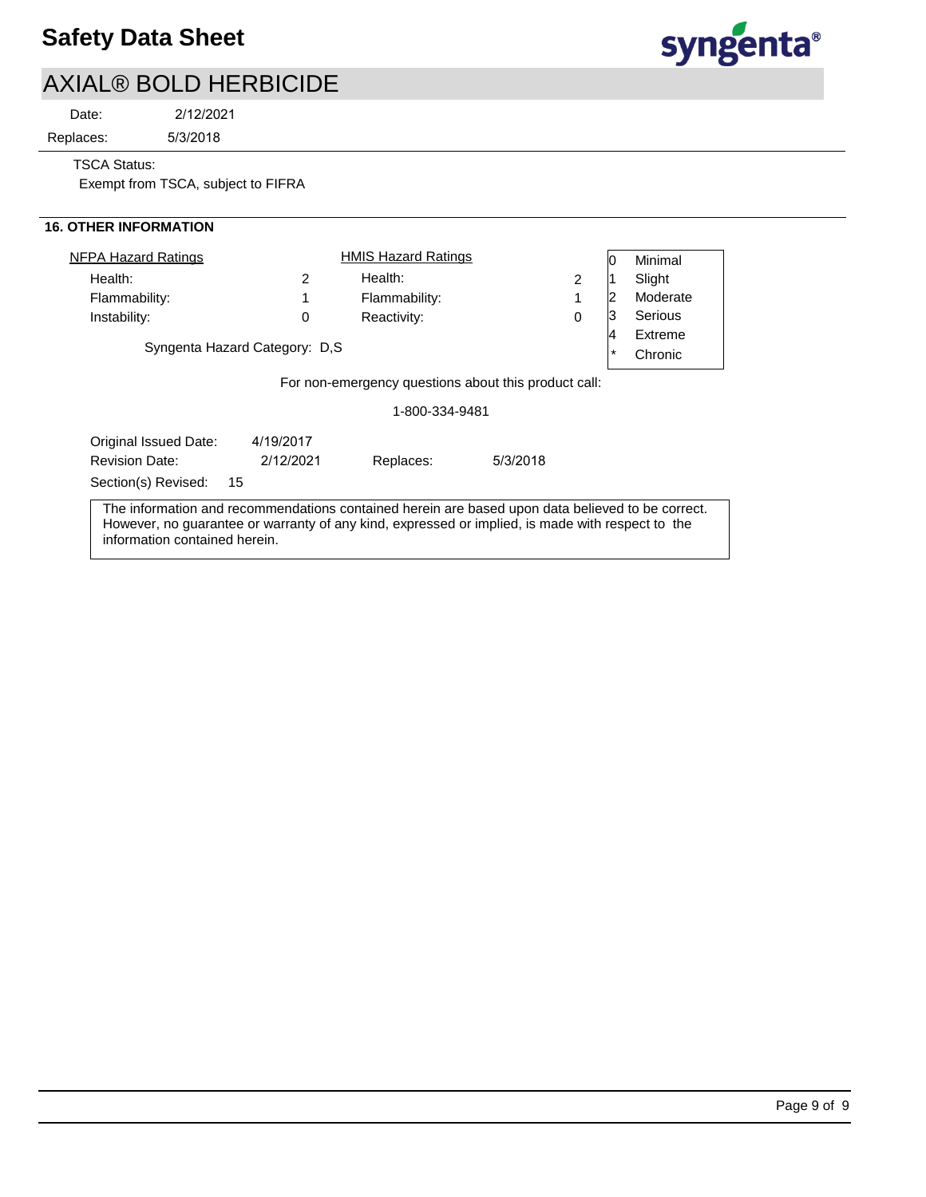TSCA Status:

Exempt from TSCA, subject to FIFRA

## 16. OTHER INFORMATION

| NFPA Hazard Ratings | | HMIS Hazard Ratings | | |
|---|---|---|---|---|
| Health: | 2 | Health: | 2 | |
| Flammability: | 1 | Flammability: | 1 | |
| Instability: | 0 | Reactivity: | 0 | |

| | |
|---|---|
| 0 | Minimal |
| 1 | Slight |
| 2 | Moderate |
| 3 | Serious |
| 4 | Extreme |
| * | Chronic |

Syngenta Hazard Category: D,S

For non-emergency questions about this product call:

1-800-334-9481

Original Issued Date: 4/19/2017

Revision Date: 2/12/2021 Replaces: 5/3/2018

Section(s) Revised: 15

The information and recommendations contained herein are based upon data believed to be correct. However, no guarantee or warranty of any kind, expressed or implied, is made with respect to the information contained herein.